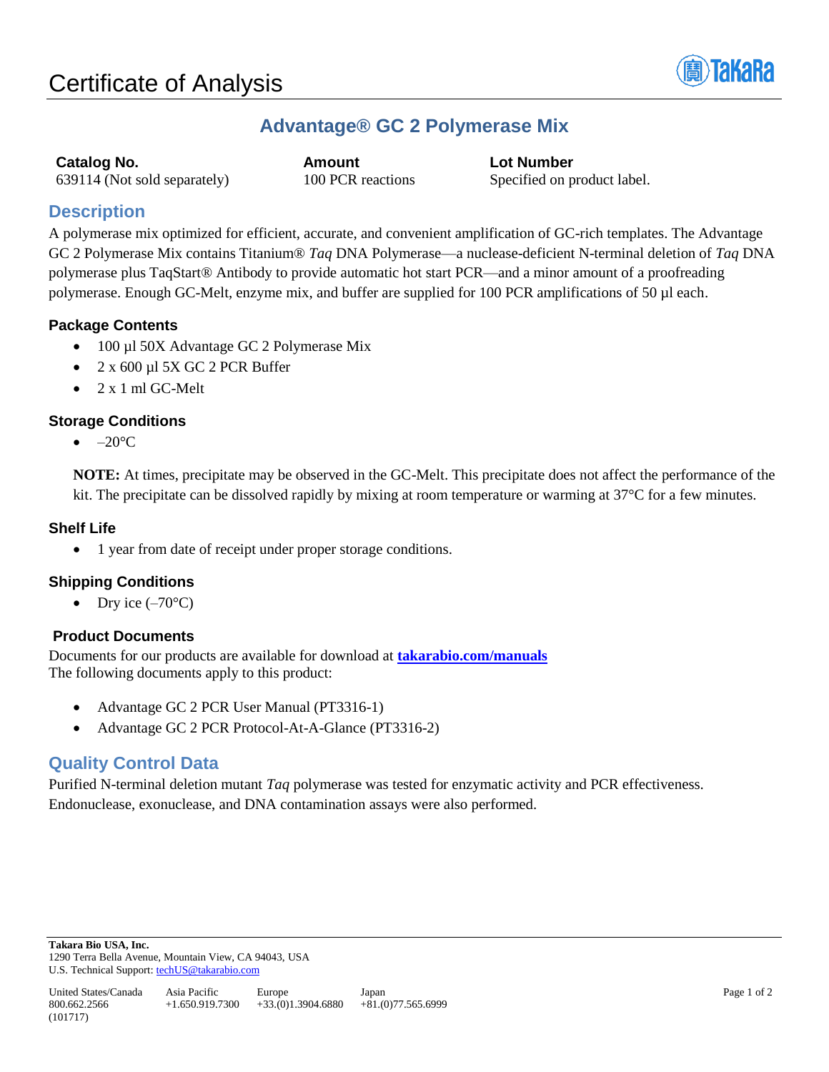# Certificate of Analysis

## Advantage® GC 2 Polymerase Mix

| Catalog No. | Amount | Lot Number |
| --- | --- | --- |
| 639114 (Not sold separately) | 100 PCR reactions | Specified on product label. |

## Description

A polymerase mix optimized for efficient, accurate, and convenient amplification of GC-rich templates. The Advantage GC 2 Polymerase Mix contains Titanium® *Taq* DNA Polymerase—a nuclease-deficient N-terminal deletion of *Taq* DNA polymerase plus TaqStart® Antibody to provide automatic hot start PCR—and a minor amount of a proofreading polymerase. Enough GC-Melt, enzyme mix, and buffer are supplied for 100 PCR amplifications of 50 µl each.

### Package Contents

- 100 µl 50X Advantage GC 2 Polymerase Mix
- 2 x 600 µl 5X GC 2 PCR Buffer
- 2 x 1 ml GC-Melt

### Storage Conditions

- –20°C

**NOTE:** At times, precipitate may be observed in the GC-Melt. This precipitate does not affect the performance of the kit. The precipitate can be dissolved rapidly by mixing at room temperature or warming at 37°C for a few minutes.

### Shelf Life

- 1 year from date of receipt under proper storage conditions.

### Shipping Conditions

- Dry ice (–70°C)

### Product Documents

Documents for our products are available for download at **takarabio.com/manuals**
The following documents apply to this product:

- Advantage GC 2 PCR User Manual (PT3316-1)
- Advantage GC 2 PCR Protocol-At-A-Glance (PT3316-2)

## Quality Control Data

Purified N-terminal deletion mutant *Taq* polymerase was tested for enzymatic activity and PCR effectiveness. Endonuclease, exonuclease, and DNA contamination assays were also performed.

**Takara Bio USA, Inc.**
1290 Terra Bella Avenue, Mountain View, CA 94043, USA
U.S. Technical Support: techUS@takarabio.com

| United States/Canada | Asia Pacific | Europe | Japan |
| --- | --- | --- | --- |
| 800.662.2566 | +1.650.919.7300 | +33.(0)1.3904.6880 | +81.(0)77.565.6999 |

(101717)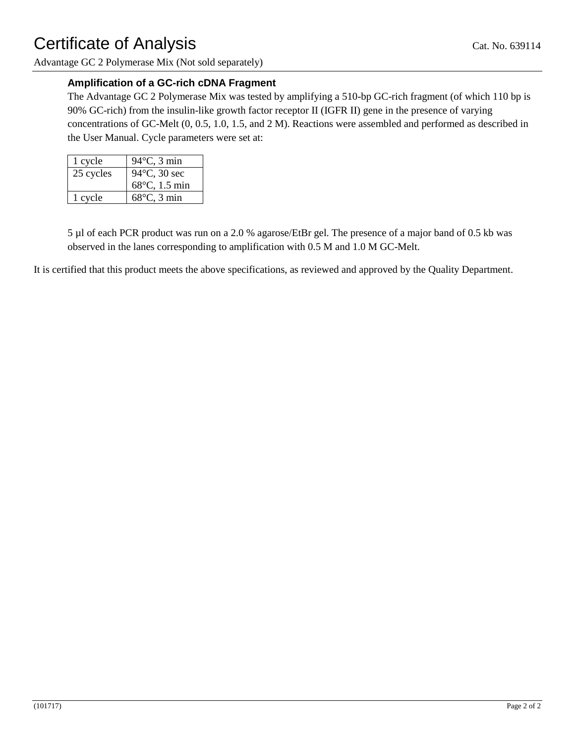# Certificate of Analysis

Cat. No. 639114

Advantage GC 2 Polymerase Mix (Not sold separately)

### Amplification of a GC-rich cDNA Fragment

The Advantage GC 2 Polymerase Mix was tested by amplifying a 510-bp GC-rich fragment (of which 110 bp is 90% GC-rich) from the insulin-like growth factor receptor II (IGFR II) gene in the presence of varying concentrations of GC-Melt (0, 0.5, 1.0, 1.5, and 2 M). Reactions were assembled and performed as described in the User Manual. Cycle parameters were set at:

| | |
|---|---|
| 1 cycle | 94°C, 3 min |
| 25 cycles | 94°C, 30 sec<br>68°C, 1.5 min |
| 1 cycle | 68°C, 3 min |

5 µl of each PCR product was run on a 2.0 % agarose/EtBr gel. The presence of a major band of 0.5 kb was observed in the lanes corresponding to amplification with 0.5 M and 1.0 M GC-Melt.

It is certified that this product meets the above specifications, as reviewed and approved by the Quality Department.

(101717)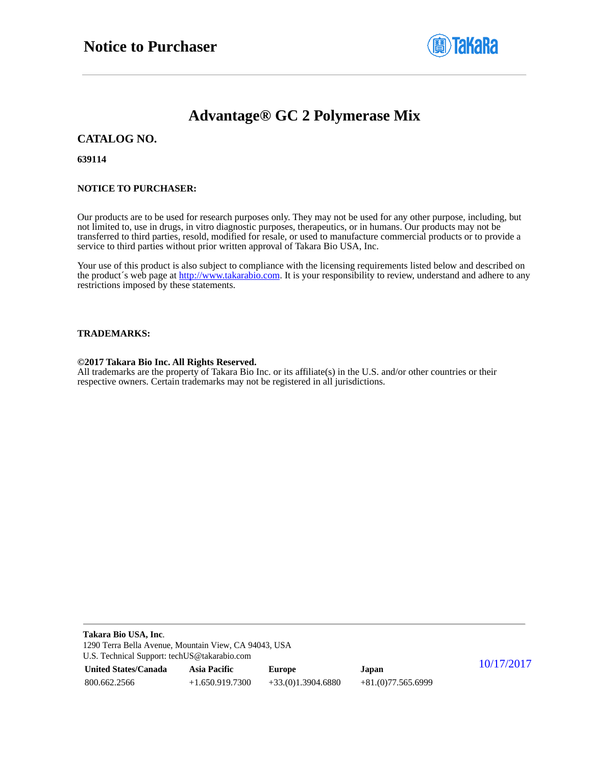# Notice to Purchaser

## Advantage® GC 2 Polymerase Mix

### CATALOG NO.

**639114**

**NOTICE TO PURCHASER:**

Our products are to be used for research purposes only. They may not be used for any other purpose, including, but not limited to, use in drugs, in vitro diagnostic purposes, therapeutics, or in humans. Our products may not be transferred to third parties, resold, modified for resale, or used to manufacture commercial products or to provide a service to third parties without prior written approval of Takara Bio USA, Inc.

Your use of this product is also subject to compliance with the licensing requirements listed below and described on the product´s web page at http://www.takarabio.com. It is your responsibility to review, understand and adhere to any restrictions imposed by these statements.

**TRADEMARKS:**

**©2017 Takara Bio Inc. All Rights Reserved.**
All trademarks are the property of Takara Bio Inc. or its affiliate(s) in the U.S. and/or other countries or their respective owners. Certain trademarks may not be registered in all jurisdictions.

**Takara Bio USA, Inc**.
1290 Terra Bella Avenue, Mountain View, CA 94043, USA
U.S. Technical Support: techUS@takarabio.com

| United States/Canada | Asia Pacific | Europe | Japan |
| --- | --- | --- | --- |
| 800.662.2566 | +1.650.919.7300 | +33.(0)1.3904.6880 | +81.(0)77.565.6999 |

10/17/2017